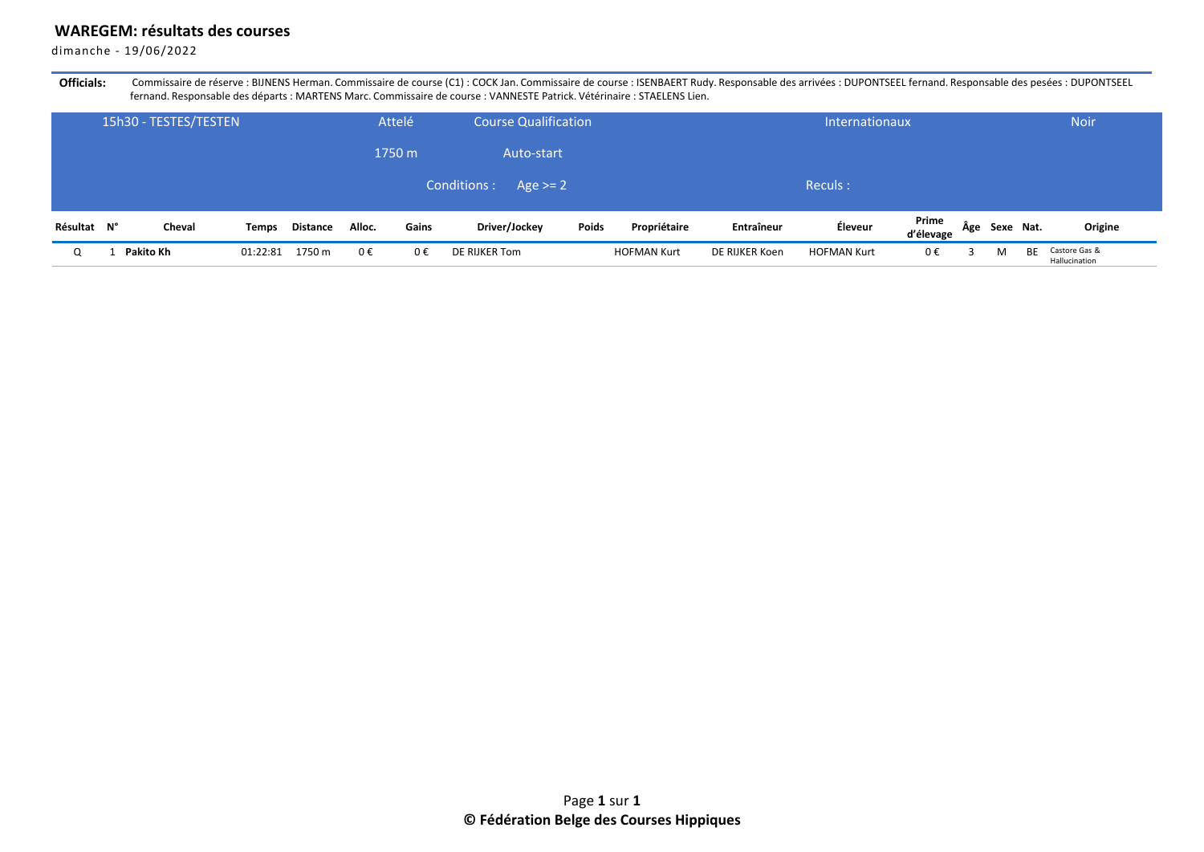# WAREGEM: résultats des courses

dimanche - 19/06/2022

**Officials:** Commissaire de réserve : BIJNENS Herman. Commissaire de course (C1) : COCK Jan. Commissaire de course : ISENBAERT Rudy. Responsable des arrivées : DUPONTSEEL fernand. Responsable des pesées : DUPONTSEEL fernand. Responsable des départs : MARTENS Marc. Commissaire de course : VANNESTE Patrick. Vétérinaire : STAELENS Lien.

| 15h30 - TESTES/TESTEN | Attelé | Course Qualification | Internationaux | Noir |
|---|---|---|---|---|
| | 1750 m | Auto-start | | |
| | | Conditions : Age >= 2 | Reculs : | |

| Résultat | N° | Cheval | Temps | Distance | Alloc. | Gains | Driver/Jockey | Poids | Propriétaire | Entraîneur | Éleveur | Prime d'élevage | Âge | Sexe | Nat. | Origine |
|---|---|---|---|---|---|---|---|---|---|---|---|---|---|---|---|---|
| Q | 1 | **Pakito Kh** | 01:22:81 | 1750 m | 0 € | 0 € | DE RIJKER Tom | | HOFMAN Kurt | DE RIJKER Koen | HOFMAN Kurt | 0 € | 3 | M | BE | Castore Gas & Hallucination |

**© Fédération Belge des Courses Hippiques**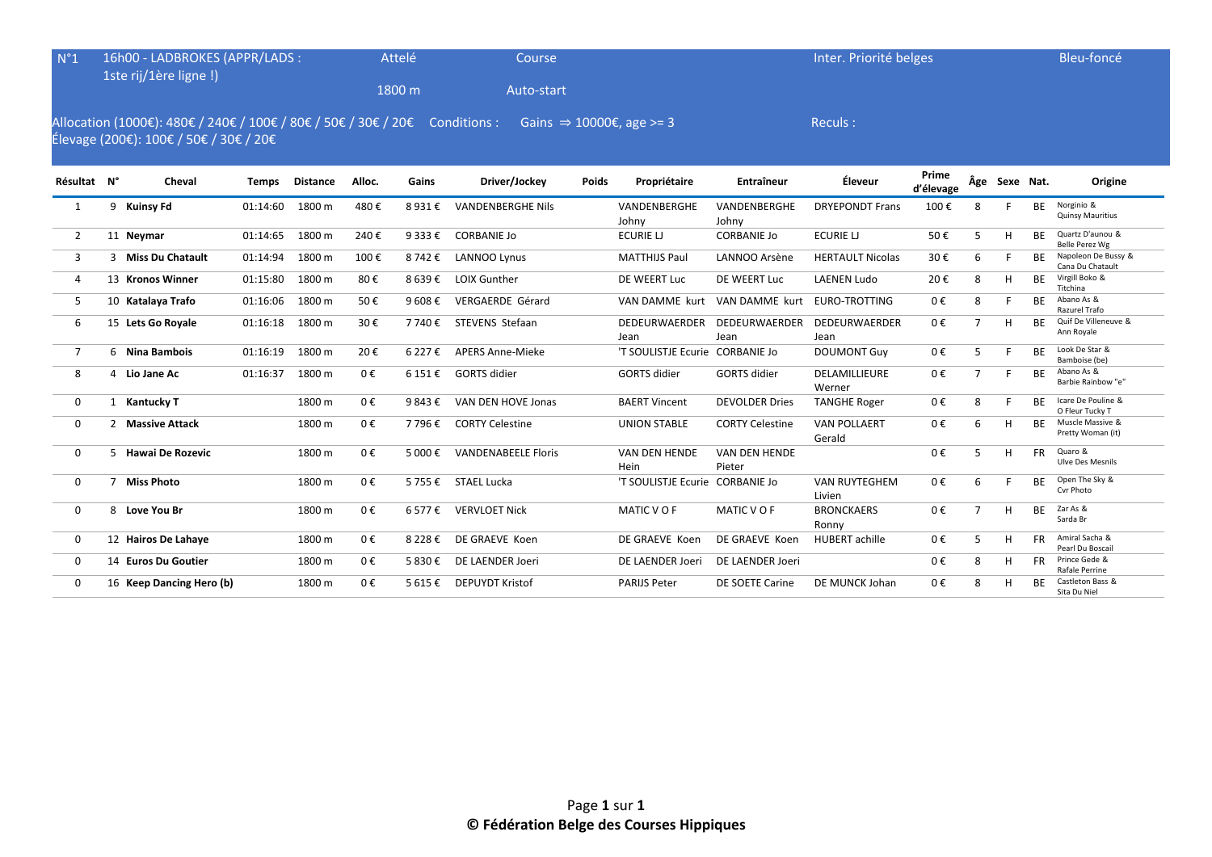| N°1 | 16h00 - LADBROKES (APPR/LADS : 1ste rij/1ère ligne !) | Attelé 1800 m | Course Auto-start | Inter. Priorité belges | Bleu-foncé |
|---|---|---|---|---|---|

Allocation (1000€): 480€ / 240€ / 100€ / 80€ / 50€ / 30€ / 20€ Conditions : Gains ⇒ 10000€, age >= 3 Reculs :
Élevage (200€): 100€ / 50€ / 30€ / 20€

| Résultat | N° | Cheval | Temps | Distance | Alloc. | Gains | Driver/Jockey | Poids | Propriétaire | Entraîneur | Éleveur | Prime d'élevage | Âge | Sexe | Nat. | Origine |
|---|---|---|---|---|---|---|---|---|---|---|---|---|---|---|---|---|
| 1 | 9 | **Kuinsy Fd** | 01:14:60 | 1800 m | 480 € | 8 931 € | VANDENBERGHE Nils | | VANDENBERGHE Johny | VANDENBERGHE Johny | DRYEPONDT Frans | 100 € | 8 | F | BE | Norginio & Quinsy Mauritius |
| 2 | 11 | **Neymar** | 01:14:65 | 1800 m | 240 € | 9 333 € | CORBANIE Jo | | ECURIE LJ | CORBANIE Jo | ECURIE LJ | 50 € | 5 | H | BE | Quartz D'aunou & Belle Perez Wg |
| 3 | 3 | **Miss Du Chatault** | 01:14:94 | 1800 m | 100 € | 8 742 € | LANNOO Lynus | | MATTHIJS Paul | LANNOO Arsène | HERTAULT Nicolas | 30 € | 6 | F | BE | Napoleon De Bussy & Cana Du Chatault |
| 4 | 13 | **Kronos Winner** | 01:15:80 | 1800 m | 80 € | 8 639 € | LOIX Gunther | | DE WEERT Luc | DE WEERT Luc | LAENEN Ludo | 20 € | 8 | H | BE | Virgill Boko & Titchina |
| 5 | 10 | **Katalaya Trafo** | 01:16:06 | 1800 m | 50 € | 9 608 € | VERGAERDE Gérard | | VAN DAMME kurt | VAN DAMME kurt | EURO-TROTTING | 0 € | 8 | F | BE | Abano As & Razurel Trafo |
| 6 | 15 | **Lets Go Royale** | 01:16:18 | 1800 m | 30 € | 7 740 € | STEVENS Stefaan | | DEDEURWAERDER Jean | DEDEURWAERDER Jean | DEDEURWAERDER Jean | 0 € | 7 | H | BE | Quif De Villeneuve & Ann Royale |
| 7 | 6 | **Nina Bambois** | 01:16:19 | 1800 m | 20 € | 6 227 € | APERS Anne-Mieke | | 'T SOULISTJE Ecurie | CORBANIE Jo | DOUMONT Guy | 0 € | 5 | F | BE | Look De Star & Bamboise (be) |
| 8 | 4 | **Lio Jane Ac** | 01:16:37 | 1800 m | 0 € | 6 151 € | GORTS didier | | GORTS didier | GORTS didier | DELAMILLIEURE Werner | 0 € | 7 | F | BE | Abano As & Barbie Rainbow "e" |
| 0 | 1 | **Kantucky T** | | 1800 m | 0 € | 9 843 € | VAN DEN HOVE Jonas | | BAERT Vincent | DEVOLDER Dries | TANGHE Roger | 0 € | 8 | F | BE | Icare De Pouline & O Fleur Tucky T |
| 0 | 2 | **Massive Attack** | | 1800 m | 0 € | 7 796 € | CORTY Celestine | | UNION STABLE | CORTY Celestine | VAN POLLAERT Gerald | 0 € | 6 | H | BE | Muscle Massive & Pretty Woman (it) |
| 0 | 5 | **Hawai De Rozevic** | | 1800 m | 0 € | 5 000 € | VANDENABEELE Floris | | VAN DEN HENDE Hein | VAN DEN HENDE Pieter | | 0 € | 5 | H | FR | Quaro & Ulve Des Mesnils |
| 0 | 7 | **Miss Photo** | | 1800 m | 0 € | 5 755 € | STAEL Lucka | | 'T SOULISTJE Ecurie | CORBANIE Jo | VAN RUYTEGHEM Livien | 0 € | 6 | F | BE | Open The Sky & Cvr Photo |
| 0 | 8 | **Love You Br** | | 1800 m | 0 € | 6 577 € | VERVLOET Nick | | MATIC V O F | MATIC V O F | BRONCKAERS Ronny | 0 € | 7 | H | BE | Zar As & Sarda Br |
| 0 | 12 | **Hairos De Lahaye** | | 1800 m | 0 € | 8 228 € | DE GRAEVE Koen | | DE GRAEVE Koen | DE GRAEVE Koen | HUBERT achille | 0 € | 5 | H | FR | Amiral Sacha & Pearl Du Boscail |
| 0 | 14 | **Euros Du Goutier** | | 1800 m | 0 € | 5 830 € | DE LAENDER Joeri | | DE LAENDER Joeri | DE LAENDER Joeri | | 0 € | 8 | H | FR | Prince Gede & Rafale Perrine |
| 0 | 16 | **Keep Dancing Hero (b)** | | 1800 m | 0 € | 5 615 € | DEPUYDT Kristof | | PARIJS Peter | DE SOETE Carine | DE MUNCK Johan | 0 € | 8 | H | BE | Castleton Bass & Sita Du Niel |

**© Fédération Belge des Courses Hippiques**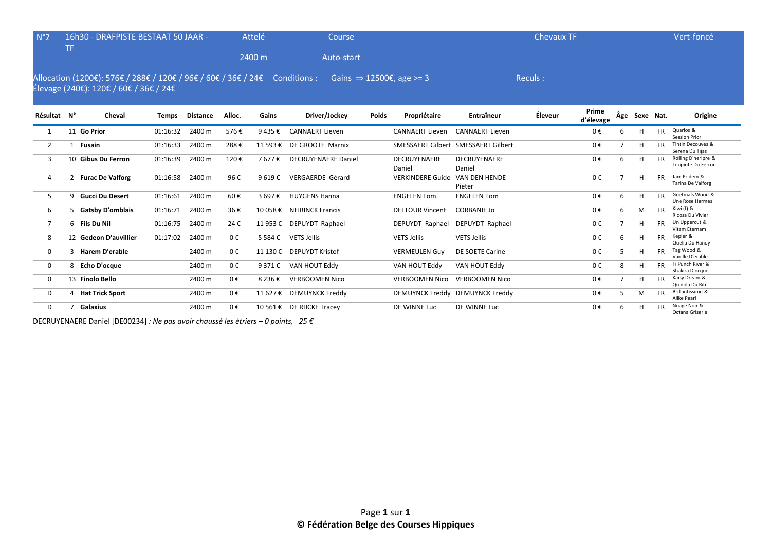| N°2 | 16h30 - DRAFPISTE BESTAAT 50 JAAR - TF | Attelé | Course | Chevaux TF | Vert-foncé |
|---|---|---|---|---|---|
| | | 2400 m | Auto-start | | |

Allocation (1200€): 576€ / 288€ / 120€ / 96€ / 60€ / 36€ / 24€ Conditions : Gains ⇒ 12500€, age >= 3 Reculs :
Élevage (240€): 120€ / 60€ / 36€ / 24€

| Résultat | N° | Cheval | Temps | Distance | Alloc. | Gains | Driver/Jockey | Poids | Propriétaire | Entraîneur | Éleveur | Prime d'élevage | Âge | Sexe | Nat. | Origine |
|---|---|---|---|---|---|---|---|---|---|---|---|---|---|---|---|---|
| 1 | 11 | **Go Prior** | 01:16:32 | 2400 m | 576 € | 9 435 € | CANNAERT Lieven | | CANNAERT Lieven | CANNAERT Lieven | | 0 € | 6 | H | FR | Quarlos & Session Prior |
| 2 | 1 | **Fusain** | 01:16:33 | 2400 m | 288 € | 11 593 € | DE GROOTE Marnix | | SMESSAERT Gilbert | SMESSAERT Gilbert | | 0 € | 7 | H | FR | Tintin Decouves & Serena Du Tijas |
| 3 | 10 | **Gibus Du Ferron** | 01:16:39 | 2400 m | 120 € | 7 677 € | DECRUYENAERE Daniel | | DECRUYENAERE Daniel | DECRUYENAERE Daniel | | 0 € | 6 | H | FR | Rolling D'heripre & Loupiote Du Ferron |
| 4 | 2 | **Furac De Valforg** | 01:16:58 | 2400 m | 96 € | 9 619 € | VERGAERDE Gérard | | VERKINDERE Guido | VAN DEN HENDE Pieter | | 0 € | 7 | H | FR | Jam Pridem & Tarina De Valforg |
| 5 | 9 | **Gucci Du Desert** | 01:16:61 | 2400 m | 60 € | 3 697 € | HUYGENS Hanna | | ENGELEN Tom | ENGELEN Tom | | 0 € | 6 | H | FR | Goetmals Wood & Une Rose Hermes |
| 6 | 5 | **Gatsby D'omblais** | 01:16:71 | 2400 m | 36 € | 10 058 € | NEIRINCK Francis | | DELTOUR Vincent | CORBANIE Jo | | 0 € | 6 | M | FR | Kiwi (f) & Ricosa Du Vivier |
| 7 | 6 | **Fils Du Nil** | 01:16:75 | 2400 m | 24 € | 11 953 € | DEPUYDT Raphael | | DEPUYDT Raphael | DEPUYDT Raphael | | 0 € | 7 | H | FR | Un Uppercut & Vitam Eternam |
| 8 | 12 | **Gedeon D'auvillier** | 01:17:02 | 2400 m | 0 € | 5 584 € | VETS Jellis | | VETS Jellis | VETS Jellis | | 0 € | 6 | H | FR | Kepler & Quelia Du Hanoy |
| 0 | 3 | **Harem D'erable** | | 2400 m | 0 € | 11 130 € | DEPUYDT Kristof | | VERMEULEN Guy | DE SOETE Carine | | 0 € | 5 | H | FR | Tag Wood & Vanille D'erable |
| 0 | 8 | **Echo D'ocque** | | 2400 m | 0 € | 9 371 € | VAN HOUT Eddy | | VAN HOUT Eddy | VAN HOUT Eddy | | 0 € | 8 | H | FR | Ti Punch River & Shakira D'ocque |
| 0 | 13 | **Finolo Bello** | | 2400 m | 0 € | 8 236 € | VERBOOMEN Nico | | VERBOOMEN Nico | VERBOOMEN Nico | | 0 € | 7 | H | FR | Kaisy Dream & Quinola Du Rib |
| D | 4 | **Hat Trick Sport** | | 2400 m | 0 € | 11 627 € | DEMUYNCK Freddy | | DEMUYNCK Freddy | DEMUYNCK Freddy | | 0 € | 5 | M | FR | Brillantissime & Alike Pearl |
| D | 7 | **Galaxius** | | 2400 m | 0 € | 10 561 € | DE RIJCKE Tracey | | DE WINNE Luc | DE WINNE Luc | | 0 € | 6 | H | FR | Nuage Noir & Octana Griserie |

DECRUYENAERE Daniel [DE00234] *: Ne pas avoir chaussé les étriers – 0 points, 25 €*

**© Fédération Belge des Courses Hippiques**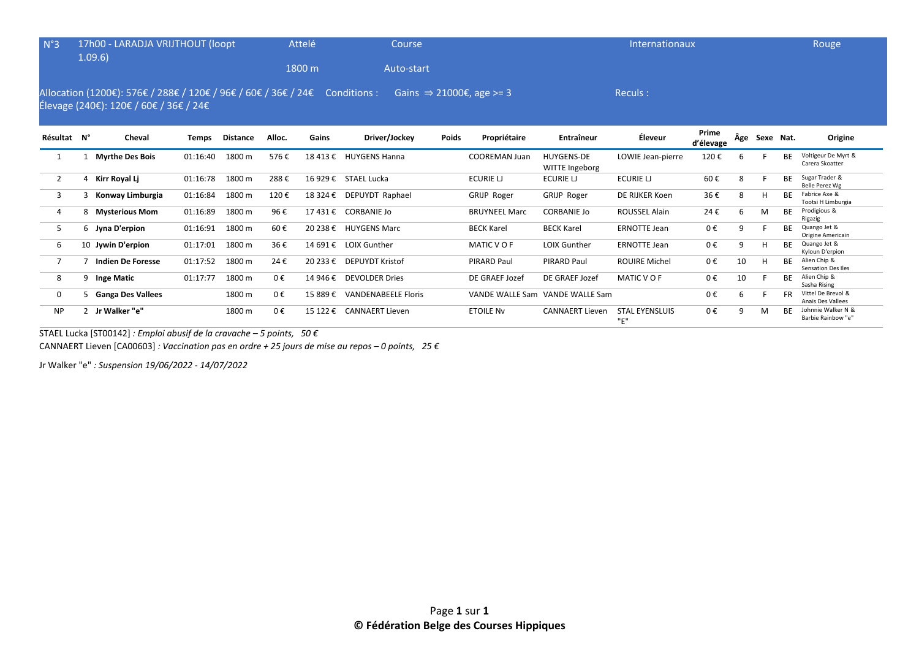| N°3 | 17h00 - LARADJA VRIJTHOUT (loopt 1.09.6) | Attelé | Course | Internationaux | Rouge |
|---|---|---|---|---|---|
| | | 1800 m | Auto-start | | |

Allocation (1200€): 576€ / 288€ / 120€ / 96€ / 60€ / 36€ / 24€ Conditions : Gains ⇒ 21000€, age >= 3 Reculs :
Élevage (240€): 120€ / 60€ / 36€ / 24€

| Résultat | N° | Cheval | Temps | Distance | Alloc. | Gains | Driver/Jockey | Poids | Propriétaire | Entraîneur | Éleveur | Prime d'élevage | Âge | Sexe | Nat. | Origine |
|---|---|---|---|---|---|---|---|---|---|---|---|---|---|---|---|---|
| 1 | 1 | **Myrthe Des Bois** | 01:16:40 | 1800 m | 576 € | 18 413 € | HUYGENS Hanna | | COOREMAN Juan | HUYGENS-DE WITTE Ingeborg | LOWIE Jean-pierre | 120 € | 6 | F | BE | Voltigeur De Myrt & Carera Skoatter |
| 2 | 4 | **Kirr Royal Lj** | 01:16:78 | 1800 m | 288 € | 16 929 € | STAEL Lucka | | ECURIE LJ | ECURIE LJ | ECURIE LJ | 60 € | 8 | F | BE | Sugar Trader & Belle Perez Wg |
| 3 | 3 | **Konway Limburgia** | 01:16:84 | 1800 m | 120 € | 18 324 € | DEPUYDT Raphael | | GRIJP Roger | GRIJP Roger | DE RIJKER Koen | 36 € | 8 | H | BE | Fabrice Axe & Tootsi H Limburgia |
| 4 | 8 | **Mysterious Mom** | 01:16:89 | 1800 m | 96 € | 17 431 € | CORBANIE Jo | | BRUYNEEL Marc | CORBANIE Jo | ROUSSEL Alain | 24 € | 6 | M | BE | Prodigious & Rigazig |
| 5 | 6 | **Jyna D'erpion** | 01:16:91 | 1800 m | 60 € | 20 238 € | HUYGENS Marc | | BECK Karel | BECK Karel | ERNOTTE Jean | 0 € | 9 | F | BE | Quango Jet & Origine Americain |
| 6 | 10 | **Jywin D'erpion** | 01:17:01 | 1800 m | 36 € | 14 691 € | LOIX Gunther | | MATIC V O F | LOIX Gunther | ERNOTTE Jean | 0 € | 9 | H | BE | Quango Jet & Kyloun D'erpion |
| 7 | 7 | **Indien De Foresse** | 01:17:52 | 1800 m | 24 € | 20 233 € | DEPUYDT Kristof | | PIRARD Paul | PIRARD Paul | ROUIRE Michel | 0 € | 10 | H | BE | Alien Chip & Sensation Des Iles |
| 8 | 9 | **Inge Matic** | 01:17:77 | 1800 m | 0 € | 14 946 € | DEVOLDER Dries | | DE GRAEF Jozef | DE GRAEF Jozef | MATIC V O F | 0 € | 10 | F | BE | Alien Chip & Sasha Rising |
| 0 | 5 | **Ganga Des Vallees** | | 1800 m | 0 € | 15 889 € | VANDENABEELE Floris | | VANDE WALLE Sam | VANDE WALLE Sam | | 0 € | 6 | F | FR | Vittel De Brevol & Anais Des Vallees |
| NP | 2 | **Jr Walker "e"** | | 1800 m | 0 € | 15 122 € | CANNAERT Lieven | | ETOILE Nv | CANNAERT Lieven | STAL EYENSLUIS "E" | 0 € | 9 | M | BE | Johnnie Walker N & Barbie Rainbow "e" |

STAEL Lucka [ST00142] *: Emploi abusif de la cravache – 5 points, 50 €*

CANNAERT Lieven [CA00603] *: Vaccination pas en ordre + 25 jours de mise au repos – 0 points, 25 €*

Jr Walker "e" *: Suspension 19/06/2022 - 14/07/2022*

**© Fédération Belge des Courses Hippiques**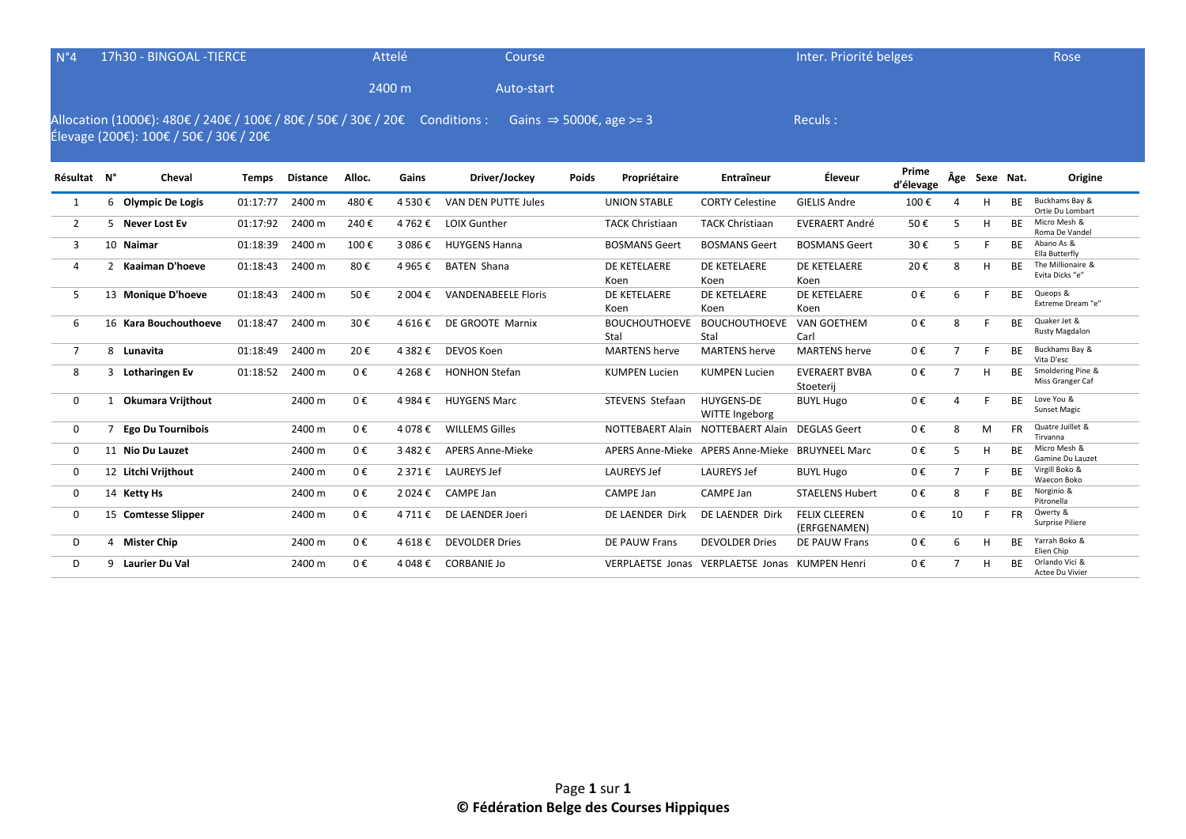N°4 | 17h30 - BINGOAL -TIERCE | Attelé | Course | Inter. Priorité belges | Rose

2400 m | Auto-start

Allocation (1000€): 480€ / 240€ / 100€ / 80€ / 50€ / 30€ / 20€ Conditions : Gains ⇒ 5000€, age >= 3 Reculs :
Élevage (200€): 100€ / 50€ / 30€ / 20€

| Résultat | N° | Cheval | Temps | Distance | Alloc. | Gains | Driver/Jockey | Poids | Propriétaire | Entraîneur | Éleveur | Prime d'élevage | Âge | Sexe | Nat. | Origine |
|---|---|---|---|---|---|---|---|---|---|---|---|---|---|---|---|---|
| 1 | 6 | **Olympic De Logis** | 01:17:77 | 2400 m | 480 € | 4 530 € | VAN DEN PUTTE Jules | | UNION STABLE | CORTY Celestine | GIELIS Andre | 100 € | 4 | H | BE | Buckhams Bay & Ortie Du Lombart |
| 2 | 5 | **Never Lost Ev** | 01:17:92 | 2400 m | 240 € | 4 762 € | LOIX Gunther | | TACK Christiaan | TACK Christiaan | EVERAERT André | 50 € | 5 | H | BE | Micro Mesh & Roma De Vandel |
| 3 | 10 | **Naimar** | 01:18:39 | 2400 m | 100 € | 3 086 € | HUYGENS Hanna | | BOSMANS Geert | BOSMANS Geert | BOSMANS Geert | 30 € | 5 | F | BE | Abano As & Ella Butterfly |
| 4 | 2 | **Kaaiman D'hoeve** | 01:18:43 | 2400 m | 80 € | 4 965 € | BATEN Shana | | DE KETELAERE Koen | DE KETELAERE Koen | DE KETELAERE Koen | 20 € | 8 | H | BE | The Millionaire & Evita Dicks "e" |
| 5 | 13 | **Monique D'hoeve** | 01:18:43 | 2400 m | 50 € | 2 004 € | VANDENABEELE Floris | | DE KETELAERE Koen | DE KETELAERE Koen | DE KETELAERE Koen | 0 € | 6 | F | BE | Queops & Extreme Dream "e" |
| 6 | 16 | **Kara Bouchouthoeve** | 01:18:47 | 2400 m | 30 € | 4 616 € | DE GROOTE Marnix | | BOUCHOUTHOEVE Stal | BOUCHOUTHOEVE Stal | VAN GOETHEM Carl | 0 € | 8 | F | BE | Quaker Jet & Rusty Magdalon |
| 7 | 8 | **Lunavita** | 01:18:49 | 2400 m | 20 € | 4 382 € | DEVOS Koen | | MARTENS herve | MARTENS herve | MARTENS herve | 0 € | 7 | F | BE | Buckhams Bay & Vita D'esc |
| 8 | 3 | **Lotharingen Ev** | 01:18:52 | 2400 m | 0 € | 4 268 € | HONHON Stefan | | KUMPEN Lucien | KUMPEN Lucien | EVERAERT BVBA Stoeterij | 0 € | 7 | H | BE | Smoldering Pine & Miss Granger Caf |
| 0 | 1 | **Okumara Vrijthout** | | 2400 m | 0 € | 4 984 € | HUYGENS Marc | | STEVENS Stefaan | HUYGENS-DE WITTE Ingeborg | BUYL Hugo | 0 € | 4 | F | BE | Love You & Sunset Magic |
| 0 | 7 | **Ego Du Tournibois** | | 2400 m | 0 € | 4 078 € | WILLEMS Gilles | | NOTTEBAERT Alain | NOTTEBAERT Alain | DEGLAS Geert | 0 € | 8 | M | FR | Quatre Juillet & Tirvanna |
| 0 | 11 | **Nio Du Lauzet** | | 2400 m | 0 € | 3 482 € | APERS Anne-Mieke | | APERS Anne-Mieke | APERS Anne-Mieke | BRUYNEEL Marc | 0 € | 5 | H | BE | Micro Mesh & Gamine Du Lauzet |
| 0 | 12 | **Litchi Vrijthout** | | 2400 m | 0 € | 2 371 € | LAUREYS Jef | | LAUREYS Jef | LAUREYS Jef | BUYL Hugo | 0 € | 7 | F | BE | Virgill Boko & Waecon Boko |
| 0 | 14 | **Ketty Hs** | | 2400 m | 0 € | 2 024 € | CAMPE Jan | | CAMPE Jan | CAMPE Jan | STAELENS Hubert | 0 € | 8 | F | BE | Norginio & Pitronella |
| 0 | 15 | **Comtesse Slipper** | | 2400 m | 0 € | 4 711 € | DE LAENDER Joeri | | DE LAENDER Dirk | DE LAENDER Dirk | FELIX CLEEREN (ERFGENAMEN) | 0 € | 10 | F | FR | Qwerty & Surprise Piliere |
| D | 4 | **Mister Chip** | | 2400 m | 0 € | 4 618 € | DEVOLDER Dries | | DE PAUW Frans | DEVOLDER Dries | DE PAUW Frans | 0 € | 6 | H | BE | Yarrah Boko & Elien Chip |
| D | 9 | **Laurier Du Val** | | 2400 m | 0 € | 4 048 € | CORBANIE Jo | | VERPLAETSE Jonas | VERPLAETSE Jonas | KUMPEN Henri | 0 € | 7 | H | BE | Orlando Vici & Actee Du Vivier |

**© Fédération Belge des Courses Hippiques**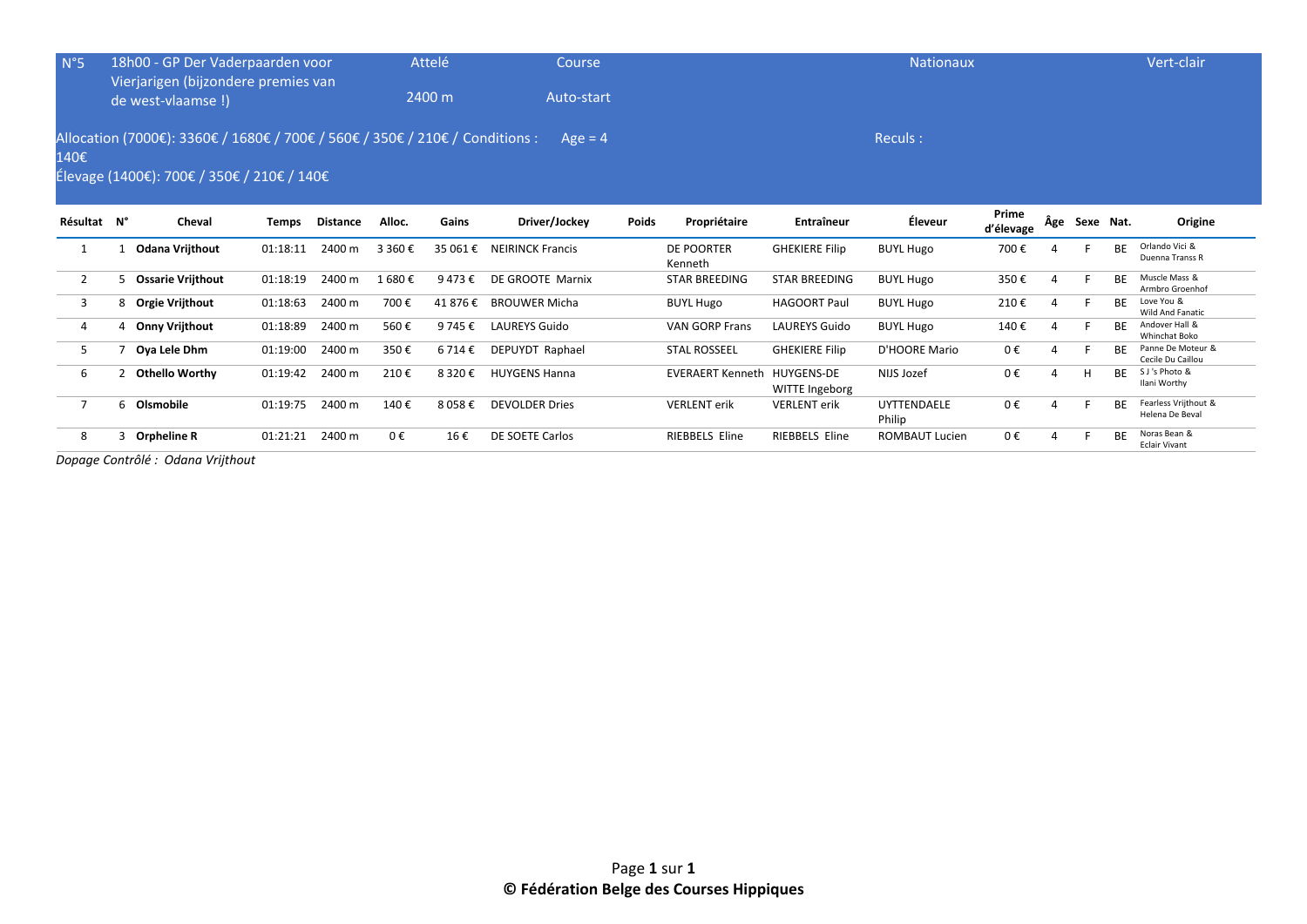N°5 | 18h00 - GP Der Vaderpaarden voor Vierjarigen (bijzondere premies van de west-vlaamse !) | Attelé 2400 m | Course Auto-start | Nationaux | Vert-clair

Allocation (7000€): 3360€ / 1680€ / 700€ / 560€ / 350€ / 210€ / 140€ | Conditions : Age = 4 | Reculs :

Élevage (1400€): 700€ / 350€ / 210€ / 140€

| Résultat | N° | Cheval | Temps | Distance | Alloc. | Gains | Driver/Jockey | Poids | Propriétaire | Entraîneur | Éleveur | Prime d'élevage | Âge | Sexe | Nat. | Origine |
|---|---|---|---|---|---|---|---|---|---|---|---|---|---|---|---|---|
| 1 | 1 | **Odana Vrijthout** | 01:18:11 | 2400 m | 3 360 € | 35 061 € | NEIRINCK Francis | | DE POORTER Kenneth | GHEKIERE Filip | BUYL Hugo | 700 € | 4 | F | BE | Orlando Vici & Duenna Transs R |
| 2 | 5 | **Ossarie Vrijthout** | 01:18:19 | 2400 m | 1 680 € | 9 473 € | DE GROOTE Marnix | | STAR BREEDING | STAR BREEDING | BUYL Hugo | 350 € | 4 | F | BE | Muscle Mass & Armbro Groenhof |
| 3 | 8 | **Orgie Vrijthout** | 01:18:63 | 2400 m | 700 € | 41 876 € | BROUWER Micha | | BUYL Hugo | HAGOORT Paul | BUYL Hugo | 210 € | 4 | F | BE | Love You & Wild And Fanatic |
| 4 | 4 | **Onny Vrijthout** | 01:18:89 | 2400 m | 560 € | 9 745 € | LAUREYS Guido | | VAN GORP Frans | LAUREYS Guido | BUYL Hugo | 140 € | 4 | F | BE | Andover Hall & Whinchat Boko |
| 5 | 7 | **Oya Lele Dhm** | 01:19:00 | 2400 m | 350 € | 6 714 € | DEPUYDT Raphael | | STAL ROSSEEL | GHEKIERE Filip | D'HOORE Mario | 0 € | 4 | F | BE | Panne De Moteur & Cecile Du Caillou |
| 6 | 2 | **Othello Worthy** | 01:19:42 | 2400 m | 210 € | 8 320 € | HUYGENS Hanna | | EVERAERT Kenneth | HUYGENS-DE WITTE Ingeborg | NIJS Jozef | 0 € | 4 | H | BE | S J 's Photo & Ilani Worthy |
| 7 | 6 | **Olsmobile** | 01:19:75 | 2400 m | 140 € | 8 058 € | DEVOLDER Dries | | VERLENT erik | VERLENT erik | UYTTENDAELE Philip | 0 € | 4 | F | BE | Fearless Vrijthout & Helena De Beval |
| 8 | 3 | **Orpheline R** | 01:21:21 | 2400 m | 0 € | 16 € | DE SOETE Carlos | | RIEBBELS Eline | RIEBBELS Eline | ROMBAUT Lucien | 0 € | 4 | F | BE | Noras Bean & Eclair Vivant |

*Dopage Contrôlé : Odana Vrijthout*

**© Fédération Belge des Courses Hippiques**